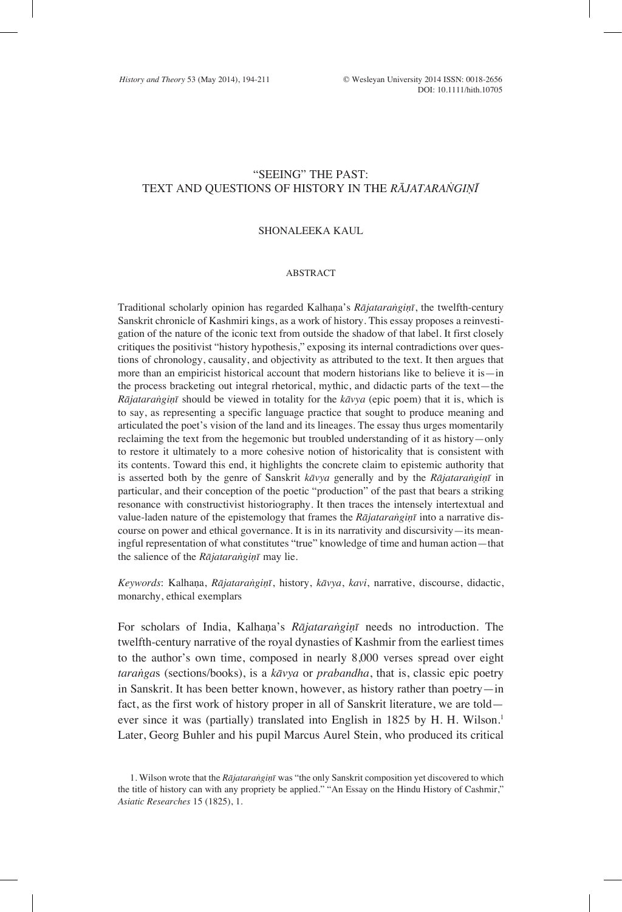# "SEEING" THE PAST: TEXT AND QUESTIONS OF HISTORY IN THE *RĀJATARAṄGIṆĪ*

SHONALEEKA KAUL

## ABSTRACT

Traditional scholarly opinion has regarded Kalhaṇa's *Rājataraṅgiṇī*, the twelfth-century Sanskrit chronicle of Kashmiri kings, as a work of history. This essay proposes a reinvestigation of the nature of the iconic text from outside the shadow of that label. It first closely critiques the positivist "history hypothesis," exposing its internal contradictions over questions of chronology, causality, and objectivity as attributed to the text. It then argues that more than an empiricist historical account that modern historians like to believe it is—in the process bracketing out integral rhetorical, mythic, and didactic parts of the text—the *Rājataraṅgiṇī* should be viewed in totality for the *kāvya* (epic poem) that it is, which is to say, as representing a specific language practice that sought to produce meaning and articulated the poet's vision of the land and its lineages. The essay thus urges momentarily reclaiming the text from the hegemonic but troubled understanding of it as history—only to restore it ultimately to a more cohesive notion of historicality that is consistent with its contents. Toward this end, it highlights the concrete claim to epistemic authority that is asserted both by the genre of Sanskrit *kāvya* generally and by the *Rājataraṅgiṇī* in particular, and their conception of the poetic "production" of the past that bears a striking resonance with constructivist historiography. It then traces the intensely intertextual and value-laden nature of the epistemology that frames the *Rājataraṅgiṇī* into a narrative discourse on power and ethical governance. It is in its narrativity and discursivity—its meaningful representation of what constitutes "true" knowledge of time and human action—that the salience of the *Rājataraṅgiṇī* may lie.

*Keywords*: Kalhaṇa, *Rājataraṅgiṇī*, history, *kāvya*, *kavi*, narrative, discourse, didactic, monarchy, ethical exemplars

For scholars of India, Kalhaṇa's *Rājataraṅgiṇī* needs no introduction. The twelfth-century narrative of the royal dynasties of Kashmir from the earliest times to the author's own time, composed in nearly 8,000 verses spread over eight *taraṅga*s (sections/books), is a *kāvya* or *prabandha*, that is, classic epic poetry in Sanskrit. It has been better known, however, as history rather than poetry—in fact, as the first work of history proper in all of Sanskrit literature, we are told—ever since it was (partially) translated into English in 1825 by H. H. Wilson.[1] Later, Georg Buhler and his pupil Marcus Aurel Stein, who produced its critical

1. Wilson wrote that the *Rājataraṅgiṇī* was "the only Sanskrit composition yet discovered to which the title of history can with any propriety be applied." "An Essay on the Hindu History of Cashmir," *Asiatic Researches* 15 (1825), 1.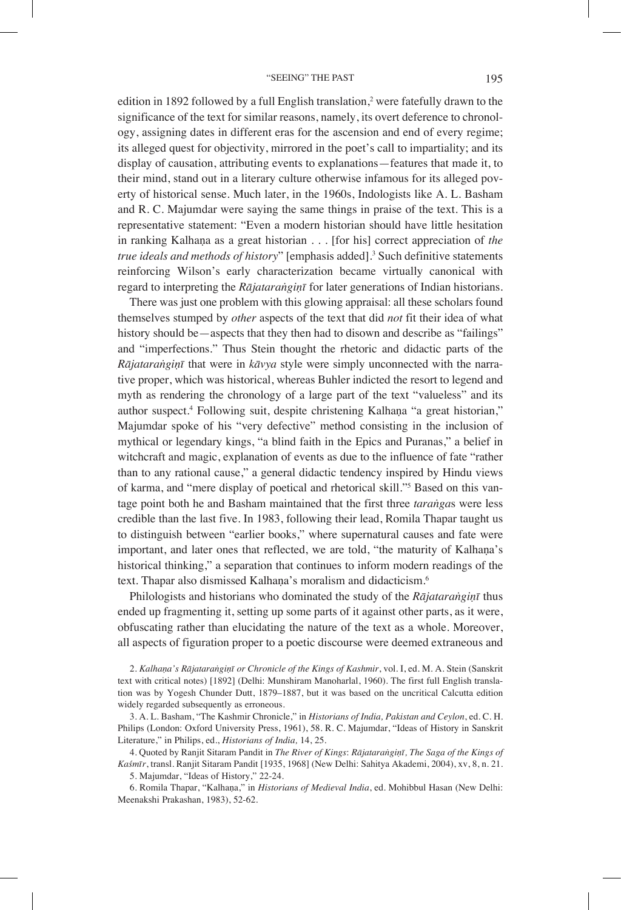edition in 1892 followed by a full English translation,[2] were fatefully drawn to the significance of the text for similar reasons, namely, its overt deference to chronology, assigning dates in different eras for the ascension and end of every regime; its alleged quest for objectivity, mirrored in the poet's call to impartiality; and its display of causation, attributing events to explanations—features that made it, to their mind, stand out in a literary culture otherwise infamous for its alleged poverty of historical sense. Much later, in the 1960s, Indologists like A. L. Basham and R. C. Majumdar were saying the same things in praise of the text. This is a representative statement: "Even a modern historian should have little hesitation in ranking Kalhaṇa as a great historian . . . [for his] correct appreciation of *the true ideals and methods of history*" [emphasis added].[3] Such definitive statements reinforcing Wilson's early characterization became virtually canonical with regard to interpreting the *Rājataraṅgiṇī* for later generations of Indian historians.

There was just one problem with this glowing appraisal: all these scholars found themselves stumped by *other* aspects of the text that did *not* fit their idea of what history should be—aspects that they then had to disown and describe as "failings" and "imperfections." Thus Stein thought the rhetoric and didactic parts of the *Rājataraṅgiṇī* that were in *kāvya* style were simply unconnected with the narrative proper, which was historical, whereas Buhler indicted the resort to legend and myth as rendering the chronology of a large part of the text "valueless" and its author suspect.[4] Following suit, despite christening Kalhaṇa "a great historian," Majumdar spoke of his "very defective" method consisting in the inclusion of mythical or legendary kings, "a blind faith in the Epics and Puranas," a belief in witchcraft and magic, explanation of events as due to the influence of fate "rather than to any rational cause," a general didactic tendency inspired by Hindu views of karma, and "mere display of poetical and rhetorical skill."[5] Based on this vantage point both he and Basham maintained that the first three *taraṅga*s were less credible than the last five. In 1983, following their lead, Romila Thapar taught us to distinguish between "earlier books," where supernatural causes and fate were important, and later ones that reflected, we are told, "the maturity of Kalhaṇa's historical thinking," a separation that continues to inform modern readings of the text. Thapar also dismissed Kalhaṇa's moralism and didacticism.[6]

Philologists and historians who dominated the study of the *Rājataraṅgiṇī* thus ended up fragmenting it, setting up some parts of it against other parts, as it were, obfuscating rather than elucidating the nature of the text as a whole. Moreover, all aspects of figuration proper to a poetic discourse were deemed extraneous and

2. *Kalhaṇa's Rājataraṅgiṇī or Chronicle of the Kings of Kashmir*, vol. I, ed. M. A. Stein (Sanskrit text with critical notes) [1892] (Delhi: Munshiram Manoharlal, 1960). The first full English translation was by Yogesh Chunder Dutt, 1879–1887, but it was based on the uncritical Calcutta edition widely regarded subsequently as erroneous.

3. A. L. Basham, "The Kashmir Chronicle," in *Historians of India, Pakistan and Ceylon*, ed. C. H. Philips (London: Oxford University Press, 1961), 58. R. C. Majumdar, "Ideas of History in Sanskrit Literature," in Philips, ed., *Historians of India,* 14, 25.

4. Quoted by Ranjit Sitaram Pandit in *The River of Kings*: *Rājataraṅgiṇī, The Saga of the Kings of Kaśmīr*, transl. Ranjit Sitaram Pandit [1935, 1968] (New Delhi: Sahitya Akademi, 2004), xv, 8, n. 21.

5. Majumdar, "Ideas of History," 22-24.

6. Romila Thapar, "Kalhaṇa," in *Historians of Medieval India*, ed. Mohibbul Hasan (New Delhi: Meenakshi Prakashan, 1983), 52-62.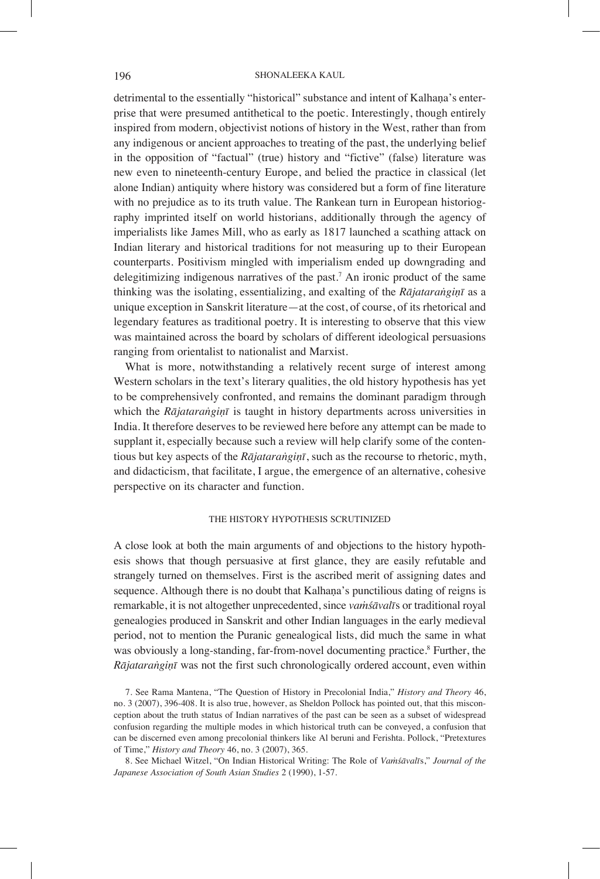detrimental to the essentially "historical" substance and intent of Kalhaṇa's enterprise that were presumed antithetical to the poetic. Interestingly, though entirely inspired from modern, objectivist notions of history in the West, rather than from any indigenous or ancient approaches to treating of the past, the underlying belief in the opposition of "factual" (true) history and "fictive" (false) literature was new even to nineteenth-century Europe, and belied the practice in classical (let alone Indian) antiquity where history was considered but a form of fine literature with no prejudice as to its truth value. The Rankean turn in European historiography imprinted itself on world historians, additionally through the agency of imperialists like James Mill, who as early as 1817 launched a scathing attack on Indian literary and historical traditions for not measuring up to their European counterparts. Positivism mingled with imperialism ended up downgrading and delegitimizing indigenous narratives of the past.[7] An ironic product of the same thinking was the isolating, essentializing, and exalting of the *Rājataraṅgiṇī* as a unique exception in Sanskrit literature—at the cost, of course, of its rhetorical and legendary features as traditional poetry. It is interesting to observe that this view was maintained across the board by scholars of different ideological persuasions ranging from orientalist to nationalist and Marxist.

What is more, notwithstanding a relatively recent surge of interest among Western scholars in the text's literary qualities, the old history hypothesis has yet to be comprehensively confronted, and remains the dominant paradigm through which the *Rājataraṅgiṇī* is taught in history departments across universities in India. It therefore deserves to be reviewed here before any attempt can be made to supplant it, especially because such a review will help clarify some of the contentious but key aspects of the *Rājataraṅgiṇī*, such as the recourse to rhetoric, myth, and didacticism, that facilitate, I argue, the emergence of an alternative, cohesive perspective on its character and function.

## THE HISTORY HYPOTHESIS SCRUTINIZED

A close look at both the main arguments of and objections to the history hypothesis shows that though persuasive at first glance, they are easily refutable and strangely turned on themselves. First is the ascribed merit of assigning dates and sequence. Although there is no doubt that Kalhaṇa's punctilious dating of reigns is remarkable, it is not altogether unprecedented, since *vaṁśāvalī*s or traditional royal genealogies produced in Sanskrit and other Indian languages in the early medieval period, not to mention the Puranic genealogical lists, did much the same in what was obviously a long-standing, far-from-novel documenting practice.[8] Further, the *Rājataraṅgiṇī* was not the first such chronologically ordered account, even within

7. See Rama Mantena, "The Question of History in Precolonial India," *History and Theory* 46, no. 3 (2007), 396-408. It is also true, however, as Sheldon Pollock has pointed out, that this misconception about the truth status of Indian narratives of the past can be seen as a subset of widespread confusion regarding the multiple modes in which historical truth can be conveyed, a confusion that can be discerned even among precolonial thinkers like Al beruni and Ferishta. Pollock, "Pretextures of Time," *History and Theory* 46, no. 3 (2007), 365.

8. See Michael Witzel, "On Indian Historical Writing: The Role of *Vaṁśāvalī*s," *Journal of the Japanese Association of South Asian Studies* 2 (1990), 1-57.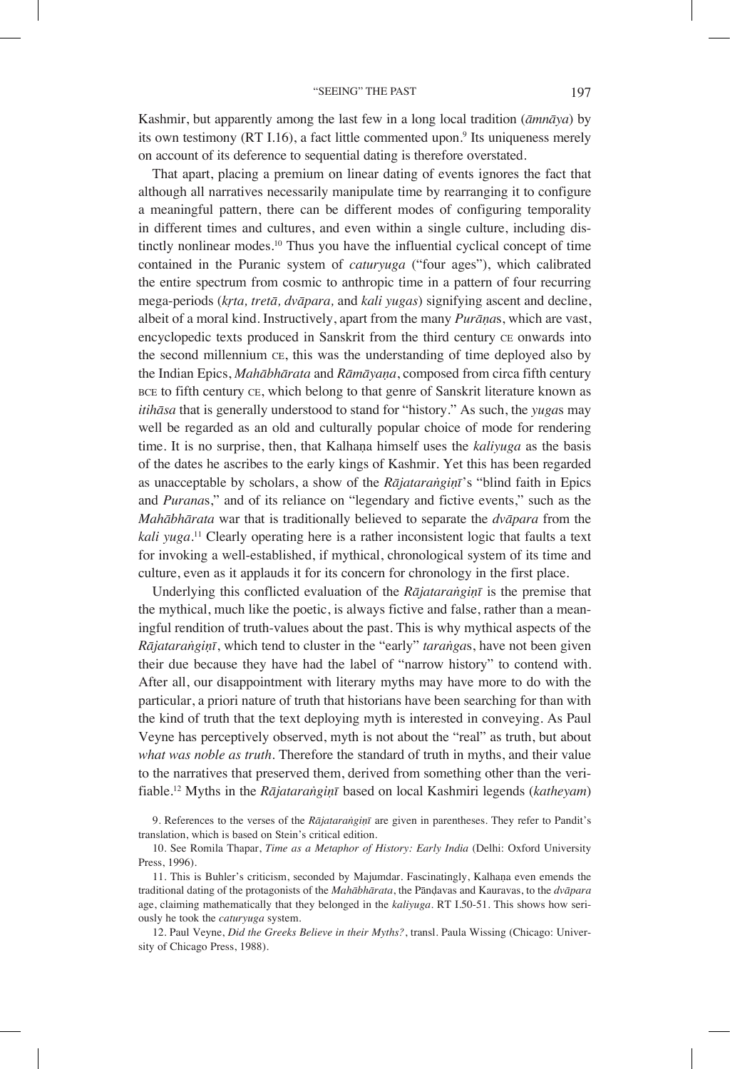Kashmir, but apparently among the last few in a long local tradition (*āmnāya*) by its own testimony (RT I.16), a fact little commented upon.[9] Its uniqueness merely on account of its deference to sequential dating is therefore overstated.

That apart, placing a premium on linear dating of events ignores the fact that although all narratives necessarily manipulate time by rearranging it to configure a meaningful pattern, there can be different modes of configuring temporality in different times and cultures, and even within a single culture, including distinctly nonlinear modes.[10] Thus you have the influential cyclical concept of time contained in the Puranic system of *caturyuga* ("four ages"), which calibrated the entire spectrum from cosmic to anthropic time in a pattern of four recurring mega-periods (*kṛta, tretā, dvāpara,* and *kali yugas*) signifying ascent and decline, albeit of a moral kind. Instructively, apart from the many *Purāṇa*s, which are vast, encyclopedic texts produced in Sanskrit from the third century CE onwards into the second millennium CE, this was the understanding of time deployed also by the Indian Epics, *Mahābhārata* and *Rāmāyaṇa*, composed from circa fifth century BCE to fifth century CE, which belong to that genre of Sanskrit literature known as *itihāsa* that is generally understood to stand for "history." As such, the *yuga*s may well be regarded as an old and culturally popular choice of mode for rendering time. It is no surprise, then, that Kalhaṇa himself uses the *kaliyuga* as the basis of the dates he ascribes to the early kings of Kashmir. Yet this has been regarded as unacceptable by scholars, a show of the *Rājataraṅgiṇī*'s "blind faith in Epics and *Purana*s," and of its reliance on "legendary and fictive events," such as the *Mahābhārata* war that is traditionally believed to separate the *dvāpara* from the *kali yuga*.[11] Clearly operating here is a rather inconsistent logic that faults a text for invoking a well-established, if mythical, chronological system of its time and culture, even as it applauds it for its concern for chronology in the first place.

Underlying this conflicted evaluation of the *Rājataraṅgiṇī* is the premise that the mythical, much like the poetic, is always fictive and false, rather than a meaningful rendition of truth-values about the past. This is why mythical aspects of the *Rājataraṅgiṇī*, which tend to cluster in the "early" *taraṅga*s, have not been given their due because they have had the label of "narrow history" to contend with. After all, our disappointment with literary myths may have more to do with the particular, a priori nature of truth that historians have been searching for than with the kind of truth that the text deploying myth is interested in conveying. As Paul Veyne has perceptively observed, myth is not about the "real" as truth, but about *what was noble as truth*. Therefore the standard of truth in myths, and their value to the narratives that preserved them, derived from something other than the verifiable.[12] Myths in the *Rājataraṅgiṇī* based on local Kashmiri legends (*katheyam*)

9. References to the verses of the *Rājataraṅgiṇī* are given in parentheses. They refer to Pandit's translation, which is based on Stein's critical edition.

10. See Romila Thapar, *Time as a Metaphor of History: Early India* (Delhi: Oxford University Press, 1996).

11. This is Buhler's criticism, seconded by Majumdar. Fascinatingly, Kalhaṇa even emends the traditional dating of the protagonists of the *Mahābhārata*, the Pāṇḍavas and Kauravas, to the *dvāpara* age, claiming mathematically that they belonged in the *kaliyuga*. RT I.50-51. This shows how seriously he took the *caturyuga* system.

12. Paul Veyne, *Did the Greeks Believe in their Myths?*, transl. Paula Wissing (Chicago: University of Chicago Press, 1988).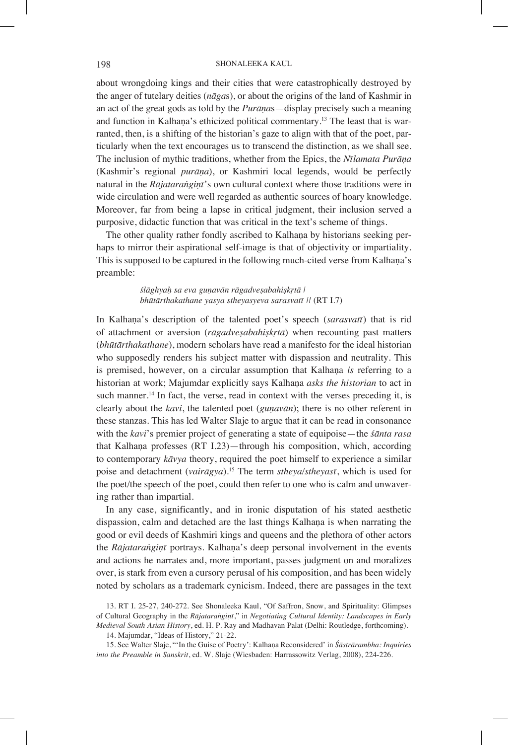about wrongdoing kings and their cities that were catastrophically destroyed by the anger of tutelary deities (*nāga*s), or about the origins of the land of Kashmir in an act of the great gods as told by the *Purāṇa*s—display precisely such a meaning and function in Kalhaṇa's ethicized political commentary.[13] The least that is warranted, then, is a shifting of the historian's gaze to align with that of the poet, particularly when the text encourages us to transcend the distinction, as we shall see. The inclusion of mythic traditions, whether from the Epics, the *Nīlamata Purāṇa* (Kashmir's regional *purāṇa*), or Kashmiri local legends, would be perfectly natural in the *Rājataraṅgiṇī*'s own cultural context where those traditions were in wide circulation and were well regarded as authentic sources of hoary knowledge. Moreover, far from being a lapse in critical judgment, their inclusion served a purposive, didactic function that was critical in the text's scheme of things.

The other quality rather fondly ascribed to Kalhaṇa by historians seeking perhaps to mirror their aspirational self-image is that of objectivity or impartiality. This is supposed to be captured in the following much-cited verse from Kalhaṇa's preamble:

> *ślāghyaḥ sa eva guṇavān rāgadveṣabahiṣkṛtā |*
> *bhūtārthakathane yasya stheyasyeva sarasvatī ||* (RT I.7)

In Kalhaṇa's description of the talented poet's speech (*sarasvatī*) that is rid of attachment or aversion (*rāgadveṣabahiṣkṛtā*) when recounting past matters (*bhūtārthakathane*), modern scholars have read a manifesto for the ideal historian who supposedly renders his subject matter with dispassion and neutrality. This is premised, however, on a circular assumption that Kalhaṇa *is* referring to a historian at work; Majumdar explicitly says Kalhaṇa *asks the historian* to act in such manner.[14] In fact, the verse, read in context with the verses preceding it, is clearly about the *kavi*, the talented poet (*guṇavān*); there is no other referent in these stanzas. This has led Walter Slaje to argue that it can be read in consonance with the *kavi*'s premier project of generating a state of equipoise—the *śānta rasa* that Kalhaṇa professes (RT I.23)—through his composition, which, according to contemporary *kāvya* theory, required the poet himself to experience a similar poise and detachment (*vairāgya*).[15] The term *stheya*/*stheyasī*, which is used for the poet/the speech of the poet, could then refer to one who is calm and unwavering rather than impartial.

In any case, significantly, and in ironic disputation of his stated aesthetic dispassion, calm and detached are the last things Kalhaṇa is when narrating the good or evil deeds of Kashmiri kings and queens and the plethora of other actors the *Rājataraṅgiṇī* portrays. Kalhaṇa's deep personal involvement in the events and actions he narrates and, more important, passes judgment on and moralizes over, is stark from even a cursory perusal of his composition, and has been widely noted by scholars as a trademark cynicism. Indeed, there are passages in the text

13. RT I. 25-27, 240-272. See Shonaleeka Kaul, "Of Saffron, Snow, and Spirituality: Glimpses of Cultural Geography in the *Rājataraṅgiṇī*," in *Negotiating Cultural Identity: Landscapes in Early Medieval South Asian History*, ed. H. P. Ray and Madhavan Palat (Delhi: Routledge, forthcoming).

14. Majumdar, "Ideas of History," 21-22.

15. See Walter Slaje, "'In the Guise of Poetry': Kalhaṇa Reconsidered' in *Śāstrārambha: Inquiries into the Preamble in Sanskrit*, ed. W. Slaje (Wiesbaden: Harrassowitz Verlag, 2008), 224-226.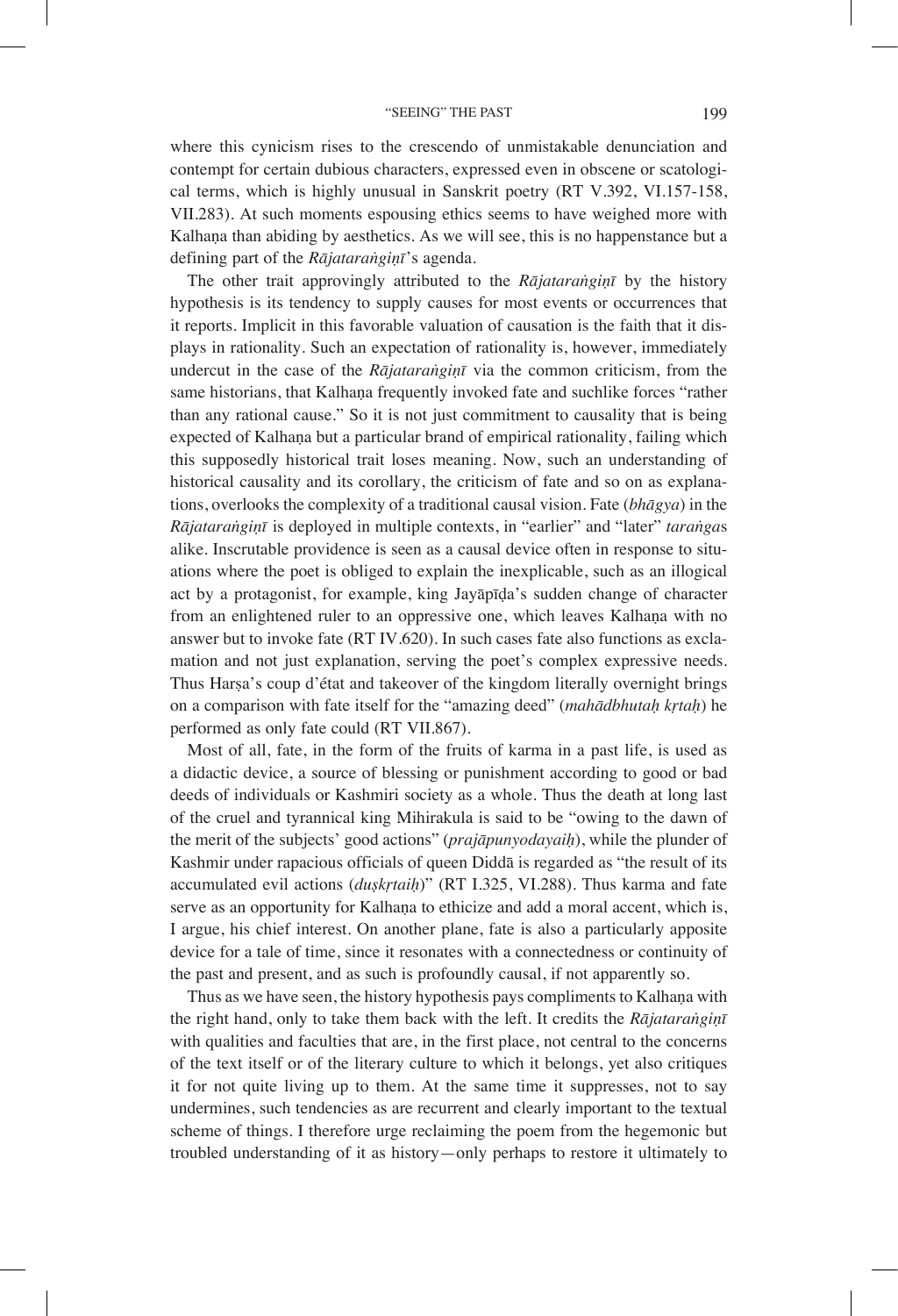where this cynicism rises to the crescendo of unmistakable denunciation and contempt for certain dubious characters, expressed even in obscene or scatological terms, which is highly unusual in Sanskrit poetry (RT V.392, VI.157-158, VII.283). At such moments espousing ethics seems to have weighed more with Kalhaṇa than abiding by aesthetics. As we will see, this is no happenstance but a defining part of the *Rājataraṅgiṇī*'s agenda.

The other trait approvingly attributed to the *Rājataraṅgiṇī* by the history hypothesis is its tendency to supply causes for most events or occurrences that it reports. Implicit in this favorable valuation of causation is the faith that it displays in rationality. Such an expectation of rationality is, however, immediately undercut in the case of the *Rājataraṅgiṇī* via the common criticism, from the same historians, that Kalhaṇa frequently invoked fate and suchlike forces "rather than any rational cause." So it is not just commitment to causality that is being expected of Kalhaṇa but a particular brand of empirical rationality, failing which this supposedly historical trait loses meaning. Now, such an understanding of historical causality and its corollary, the criticism of fate and so on as explanations, overlooks the complexity of a traditional causal vision. Fate (*bhāgya*) in the *Rājataraṅgiṇī* is deployed in multiple contexts, in "earlier" and "later" *taraṅga*s alike. Inscrutable providence is seen as a causal device often in response to situations where the poet is obliged to explain the inexplicable, such as an illogical act by a protagonist, for example, king Jayāpīḍa's sudden change of character from an enlightened ruler to an oppressive one, which leaves Kalhaṇa with no answer but to invoke fate (RT IV.620). In such cases fate also functions as exclamation and not just explanation, serving the poet's complex expressive needs. Thus Harṣa's coup d'état and takeover of the kingdom literally overnight brings on a comparison with fate itself for the "amazing deed" (*mahādbhutaḥ kṛtaḥ*) he performed as only fate could (RT VII.867).

Most of all, fate, in the form of the fruits of karma in a past life, is used as a didactic device, a source of blessing or punishment according to good or bad deeds of individuals or Kashmiri society as a whole. Thus the death at long last of the cruel and tyrannical king Mihirakula is said to be "owing to the dawn of the merit of the subjects' good actions" (*prajāpunyodayaiḥ*), while the plunder of Kashmir under rapacious officials of queen Diddā is regarded as "the result of its accumulated evil actions (*duṣkṛtaiḥ*)" (RT I.325, VI.288). Thus karma and fate serve as an opportunity for Kalhaṇa to ethicize and add a moral accent, which is, I argue, his chief interest. On another plane, fate is also a particularly apposite device for a tale of time, since it resonates with a connectedness or continuity of the past and present, and as such is profoundly causal, if not apparently so.

Thus as we have seen, the history hypothesis pays compliments to Kalhaṇa with the right hand, only to take them back with the left. It credits the *Rājataraṅgiṇī* with qualities and faculties that are, in the first place, not central to the concerns of the text itself or of the literary culture to which it belongs, yet also critiques it for not quite living up to them. At the same time it suppresses, not to say undermines, such tendencies as are recurrent and clearly important to the textual scheme of things. I therefore urge reclaiming the poem from the hegemonic but troubled understanding of it as history—only perhaps to restore it ultimately to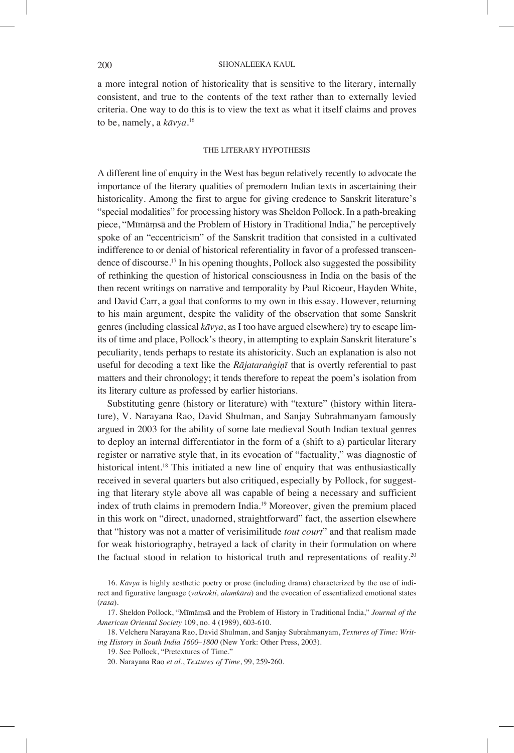a more integral notion of historicality that is sensitive to the literary, internally consistent, and true to the contents of the text rather than to externally levied criteria. One way to do this is to view the text as what it itself claims and proves to be, namely, a *kāvya*.[16]

## THE LITERARY HYPOTHESIS

A different line of enquiry in the West has begun relatively recently to advocate the importance of the literary qualities of premodern Indian texts in ascertaining their historicality. Among the first to argue for giving credence to Sanskrit literature's "special modalities" for processing history was Sheldon Pollock. In a path-breaking piece, "Mīmāṃsā and the Problem of History in Traditional India," he perceptively spoke of an "eccentricism" of the Sanskrit tradition that consisted in a cultivated indifference to or denial of historical referentiality in favor of a professed transcendence of discourse.[17] In his opening thoughts, Pollock also suggested the possibility of rethinking the question of historical consciousness in India on the basis of the then recent writings on narrative and temporality by Paul Ricoeur, Hayden White, and David Carr, a goal that conforms to my own in this essay. However, returning to his main argument, despite the validity of the observation that some Sanskrit genres (including classical *kāvya*, as I too have argued elsewhere) try to escape limits of time and place, Pollock's theory, in attempting to explain Sanskrit literature's peculiarity, tends perhaps to restate its ahistoricity. Such an explanation is also not useful for decoding a text like the *Rājataraṅgiṇī* that is overtly referential to past matters and their chronology; it tends therefore to repeat the poem's isolation from its literary culture as professed by earlier historians.

Substituting genre (history or literature) with "texture" (history within literature), V. Narayana Rao, David Shulman, and Sanjay Subrahmanyam famously argued in 2003 for the ability of some late medieval South Indian textual genres to deploy an internal differentiator in the form of a (shift to a) particular literary register or narrative style that, in its evocation of "factuality," was diagnostic of historical intent.[18] This initiated a new line of enquiry that was enthusiastically received in several quarters but also critiqued, especially by Pollock, for suggesting that literary style above all was capable of being a necessary and sufficient index of truth claims in premodern India.[19] Moreover, given the premium placed in this work on "direct, unadorned, straightforward" fact, the assertion elsewhere that "history was not a matter of verisimilitude *tout court*" and that realism made for weak historiography, betrayed a lack of clarity in their formulation on where the factual stood in relation to historical truth and representations of reality.[20]

16. *Kāvya* is highly aesthetic poetry or prose (including drama) characterized by the use of indirect and figurative language (*vakrokti, alaṃkāra*) and the evocation of essentialized emotional states (*rasa*).

17. Sheldon Pollock, "Mīmāṃsā and the Problem of History in Traditional India," *Journal of the American Oriental Society* 109, no. 4 (1989), 603-610.

18. Velcheru Narayana Rao, David Shulman, and Sanjay Subrahmanyam, *Textures of Time: Writing History in South India 1600–1800* (New York: Other Press, 2003).

19. See Pollock, "Pretextures of Time."

20. Narayana Rao *et al*., *Textures of Time*, 99, 259-260.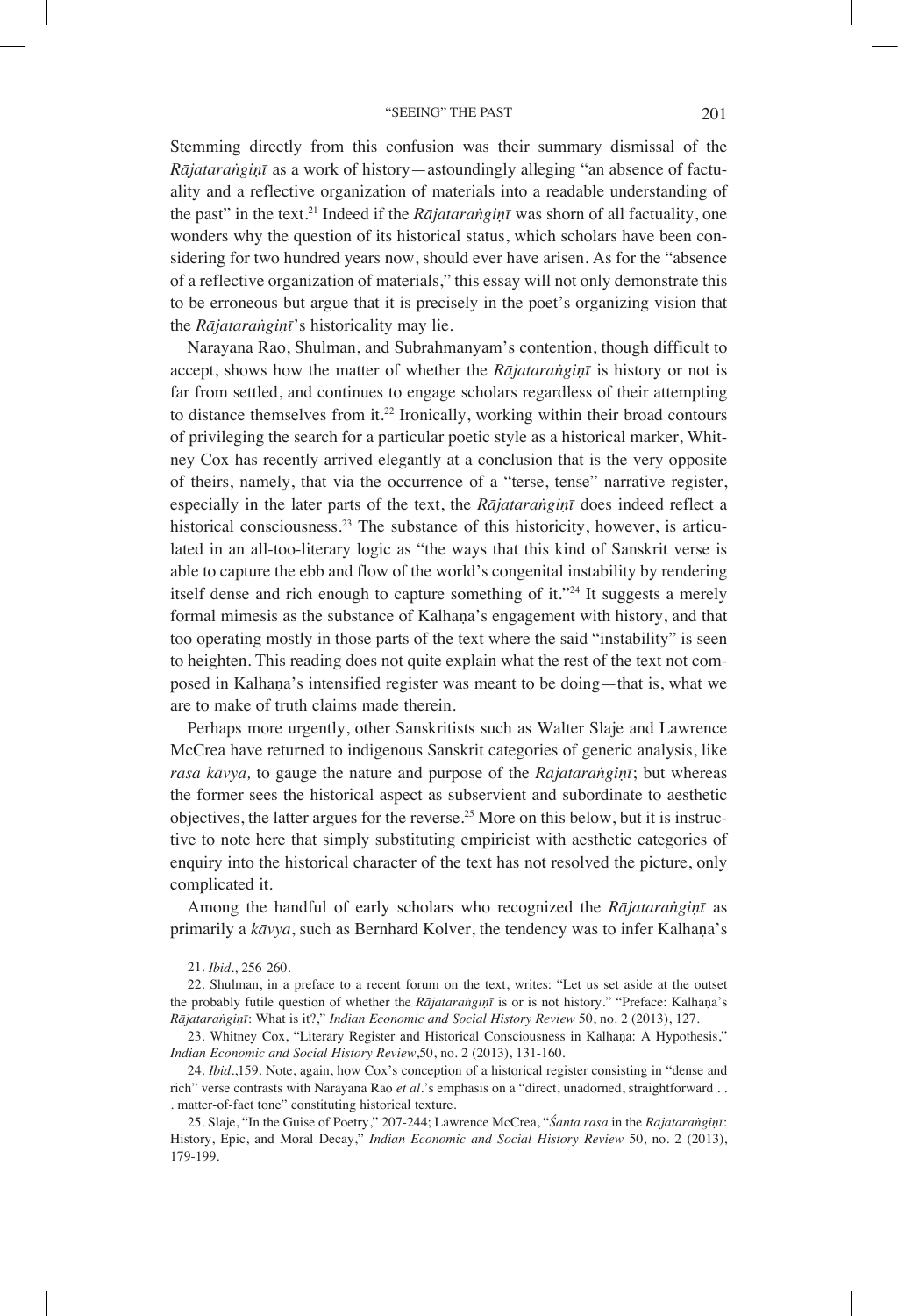Stemming directly from this confusion was their summary dismissal of the *Rājataraṅgiṇī* as a work of history—astoundingly alleging "an absence of factuality and a reflective organization of materials into a readable understanding of the past" in the text.[21] Indeed if the *Rājataraṅgiṇī* was shorn of all factuality, one wonders why the question of its historical status, which scholars have been considering for two hundred years now, should ever have arisen. As for the "absence of a reflective organization of materials," this essay will not only demonstrate this to be erroneous but argue that it is precisely in the poet's organizing vision that the *Rājataraṅgiṇī*'s historicality may lie.

Narayana Rao, Shulman, and Subrahmanyam's contention, though difficult to accept, shows how the matter of whether the *Rājataraṅgiṇī* is history or not is far from settled, and continues to engage scholars regardless of their attempting to distance themselves from it.[22] Ironically, working within their broad contours of privileging the search for a particular poetic style as a historical marker, Whitney Cox has recently arrived elegantly at a conclusion that is the very opposite of theirs, namely, that via the occurrence of a "terse, tense" narrative register, especially in the later parts of the text, the *Rājataraṅgiṇī* does indeed reflect a historical consciousness.[23] The substance of this historicity, however, is articulated in an all-too-literary logic as "the ways that this kind of Sanskrit verse is able to capture the ebb and flow of the world's congenital instability by rendering itself dense and rich enough to capture something of it."[24] It suggests a merely formal mimesis as the substance of Kalhaṇa's engagement with history, and that too operating mostly in those parts of the text where the said "instability" is seen to heighten. This reading does not quite explain what the rest of the text not composed in Kalhaṇa's intensified register was meant to be doing—that is, what we are to make of truth claims made therein.

Perhaps more urgently, other Sanskritists such as Walter Slaje and Lawrence McCrea have returned to indigenous Sanskrit categories of generic analysis, like *rasa kāvya,* to gauge the nature and purpose of the *Rājataraṅgiṇī*; but whereas the former sees the historical aspect as subservient and subordinate to aesthetic objectives, the latter argues for the reverse.[25] More on this below, but it is instructive to note here that simply substituting empiricist with aesthetic categories of enquiry into the historical character of the text has not resolved the picture, only complicated it.

Among the handful of early scholars who recognized the *Rājataraṅgiṇī* as primarily a *kāvya*, such as Bernhard Kolver, the tendency was to infer Kalhaṇa's

21. *Ibid*., 256-260.

22. Shulman, in a preface to a recent forum on the text, writes: "Let us set aside at the outset the probably futile question of whether the *Rājataraṅgiṇī* is or is not history." "Preface: Kalhaṇa's *Rājataraṅgiṇī*: What is it?," *Indian Economic and Social History Review* 50, no. 2 (2013), 127.

23. Whitney Cox, "Literary Register and Historical Consciousness in Kalhaṇa: A Hypothesis," *Indian Economic and Social History Review*,50, no. 2 (2013), 131-160.

24. *Ibid*.,159. Note, again, how Cox's conception of a historical register consisting in "dense and rich" verse contrasts with Narayana Rao *et al*.'s emphasis on a "direct, unadorned, straightforward . . . matter-of-fact tone" constituting historical texture.

25. Slaje, "In the Guise of Poetry," 207-244; Lawrence McCrea, "*Śānta rasa* in the *Rājataraṅgiṇī*: History, Epic, and Moral Decay," *Indian Economic and Social History Review* 50, no. 2 (2013), 179-199.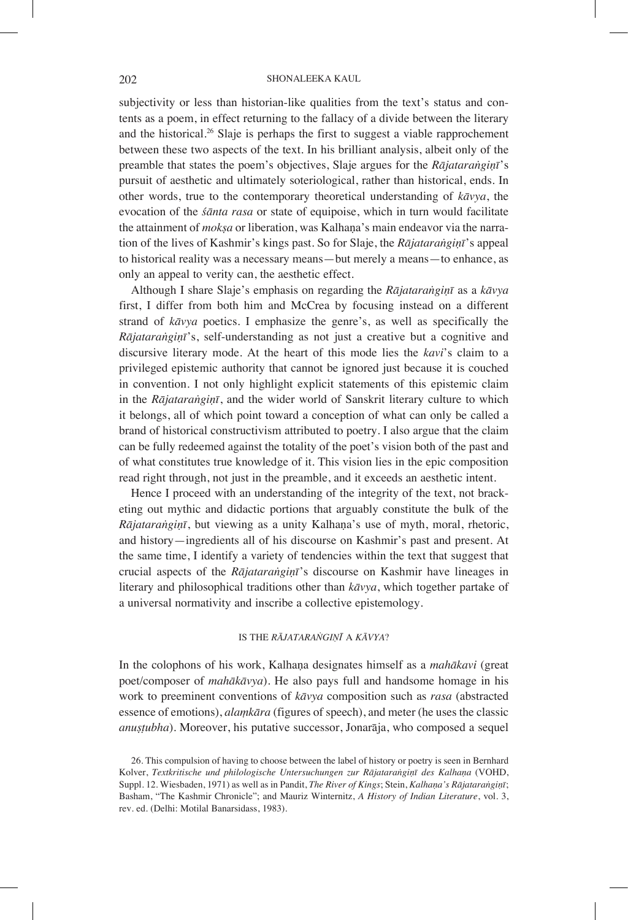subjectivity or less than historian-like qualities from the text's status and contents as a poem, in effect returning to the fallacy of a divide between the literary and the historical.[26] Slaje is perhaps the first to suggest a viable rapprochement between these two aspects of the text. In his brilliant analysis, albeit only of the preamble that states the poem's objectives, Slaje argues for the *Rājataraṅgiṇī*'s pursuit of aesthetic and ultimately soteriological, rather than historical, ends. In other words, true to the contemporary theoretical understanding of *kāvya*, the evocation of the *śānta rasa* or state of equipoise, which in turn would facilitate the attainment of *mokṣa* or liberation, was Kalhaṇa's main endeavor via the narration of the lives of Kashmir's kings past. So for Slaje, the *Rājataraṅgiṇī*'s appeal to historical reality was a necessary means—but merely a means—to enhance, as only an appeal to verity can, the aesthetic effect.

Although I share Slaje's emphasis on regarding the *Rājataraṅgiṇī* as a *kāvya* first, I differ from both him and McCrea by focusing instead on a different strand of *kāvya* poetics. I emphasize the genre's, as well as specifically the *Rājataraṅgiṇī*'s, self-understanding as not just a creative but a cognitive and discursive literary mode. At the heart of this mode lies the *kavi*'s claim to a privileged epistemic authority that cannot be ignored just because it is couched in convention. I not only highlight explicit statements of this epistemic claim in the *Rājataraṅgiṇī*, and the wider world of Sanskrit literary culture to which it belongs, all of which point toward a conception of what can only be called a brand of historical constructivism attributed to poetry. I also argue that the claim can be fully redeemed against the totality of the poet's vision both of the past and of what constitutes true knowledge of it. This vision lies in the epic composition read right through, not just in the preamble, and it exceeds an aesthetic intent.

Hence I proceed with an understanding of the integrity of the text, not bracketing out mythic and didactic portions that arguably constitute the bulk of the *Rājataraṅgiṇī*, but viewing as a unity Kalhaṇa's use of myth, moral, rhetoric, and history—ingredients all of his discourse on Kashmir's past and present. At the same time, I identify a variety of tendencies within the text that suggest that crucial aspects of the *Rājataraṅgiṇī*'s discourse on Kashmir have lineages in literary and philosophical traditions other than *kāvya*, which together partake of a universal normativity and inscribe a collective epistemology.

## IS THE *RĀJATARAṄGIṆĪ* A *KĀVYA*?

In the colophons of his work, Kalhaṇa designates himself as a *mahākavi* (great poet/composer of *mahākāvya*). He also pays full and handsome homage in his work to preeminent conventions of *kāvya* composition such as *rasa* (abstracted essence of emotions), *alaṃkāra* (figures of speech), and meter (he uses the classic *anuṣṭubha*). Moreover, his putative successor, Jonarāja, who composed a sequel

26. This compulsion of having to choose between the label of history or poetry is seen in Bernhard Kolver, *Textkritische und philologische Untersuchungen zur Rājataraṅgiṇī des Kalhaṇa* (VOHD, Suppl. 12. Wiesbaden, 1971) as well as in Pandit, *The River of Kings*; Stein, *Kalhaṇa's Rājataraṅgiṇī*; Basham, "The Kashmir Chronicle"; and Mauriz Winternitz, *A History of Indian Literature*, vol. 3, rev. ed. (Delhi: Motilal Banarsidass, 1983).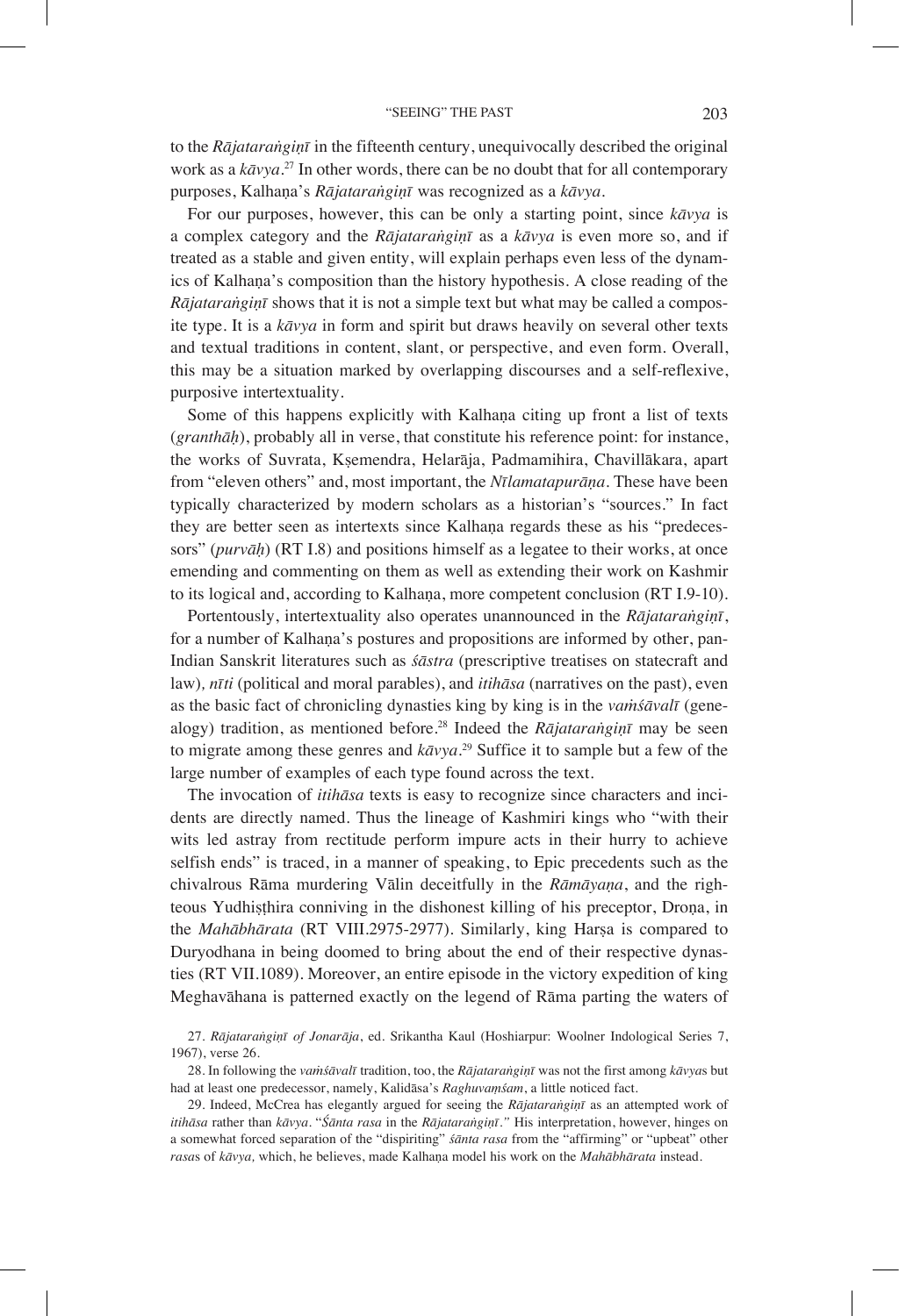to the *Rājataraṅgiṇī* in the fifteenth century, unequivocally described the original work as a *kāvya*.[27] In other words, there can be no doubt that for all contemporary purposes, Kalhaṇa's *Rājataraṅgiṇī* was recognized as a *kāvya*.

For our purposes, however, this can be only a starting point, since *kāvya* is a complex category and the *Rājataraṅgiṇī* as a *kāvya* is even more so, and if treated as a stable and given entity, will explain perhaps even less of the dynamics of Kalhaṇa's composition than the history hypothesis. A close reading of the *Rājataraṅgiṇī* shows that it is not a simple text but what may be called a composite type. It is a *kāvya* in form and spirit but draws heavily on several other texts and textual traditions in content, slant, or perspective, and even form. Overall, this may be a situation marked by overlapping discourses and a self-reflexive, purposive intertextuality.

Some of this happens explicitly with Kalhaṇa citing up front a list of texts (*granthāḥ*), probably all in verse, that constitute his reference point: for instance, the works of Suvrata, Kṣemendra, Helarāja, Padmamihira, Chavillākara, apart from "eleven others" and, most important, the *Nīlamatapurāṇa*. These have been typically characterized by modern scholars as a historian's "sources." In fact they are better seen as intertexts since Kalhaṇa regards these as his "predecessors" (*purvāḥ*) (RT I.8) and positions himself as a legatee to their works, at once emending and commenting on them as well as extending their work on Kashmir to its logical and, according to Kalhaṇa, more competent conclusion (RT I.9-10).

Portentously, intertextuality also operates unannounced in the *Rājataraṅgiṇī*, for a number of Kalhaṇa's postures and propositions are informed by other, pan-Indian Sanskrit literatures such as *śāstra* (prescriptive treatises on statecraft and law), *nīti* (political and moral parables), and *itihāsa* (narratives on the past), even as the basic fact of chronicling dynasties king by king is in the *vaṁśāvalī* (genealogy) tradition, as mentioned before.[28] Indeed the *Rājataraṅgiṇī* may be seen to migrate among these genres and *kāvya*.[29] Suffice it to sample but a few of the large number of examples of each type found across the text.

The invocation of *itihāsa* texts is easy to recognize since characters and incidents are directly named. Thus the lineage of Kashmiri kings who "with their wits led astray from rectitude perform impure acts in their hurry to achieve selfish ends" is traced, in a manner of speaking, to Epic precedents such as the chivalrous Rāma murdering Vālin deceitfully in the *Rāmāyaṇa*, and the righteous Yudhiṣṭhira conniving in the dishonest killing of his preceptor, Droṇa, in the *Mahābhārata* (RT VIII.2975-2977). Similarly, king Harṣa is compared to Duryodhana in being doomed to bring about the end of their respective dynasties (RT VII.1089). Moreover, an entire episode in the victory expedition of king Meghavāhana is patterned exactly on the legend of Rāma parting the waters of

27. *Rājataraṅgiṇī of Jonarāja*, ed. Srikantha Kaul (Hoshiarpur: Woolner Indological Series 7, 1967), verse 26.

28. In following the *vaṁśāvalī* tradition, too, the *Rājataraṅgiṇī* was not the first among *kāvya*s but had at least one predecessor, namely, Kalidāsa's *Raghuvaṃśam*, a little noticed fact.

29. Indeed, McCrea has elegantly argued for seeing the *Rājataraṅgiṇī* as an attempted work of *itihāsa* rather than *kāvya*. "*Śānta rasa* in the *Rājataraṅgiṇī*." His interpretation, however, hinges on a somewhat forced separation of the "dispiriting" *śānta rasa* from the "affirming" or "upbeat" other *rasa*s of *kāvya,* which, he believes, made Kalhaṇa model his work on the *Mahābhārata* instead.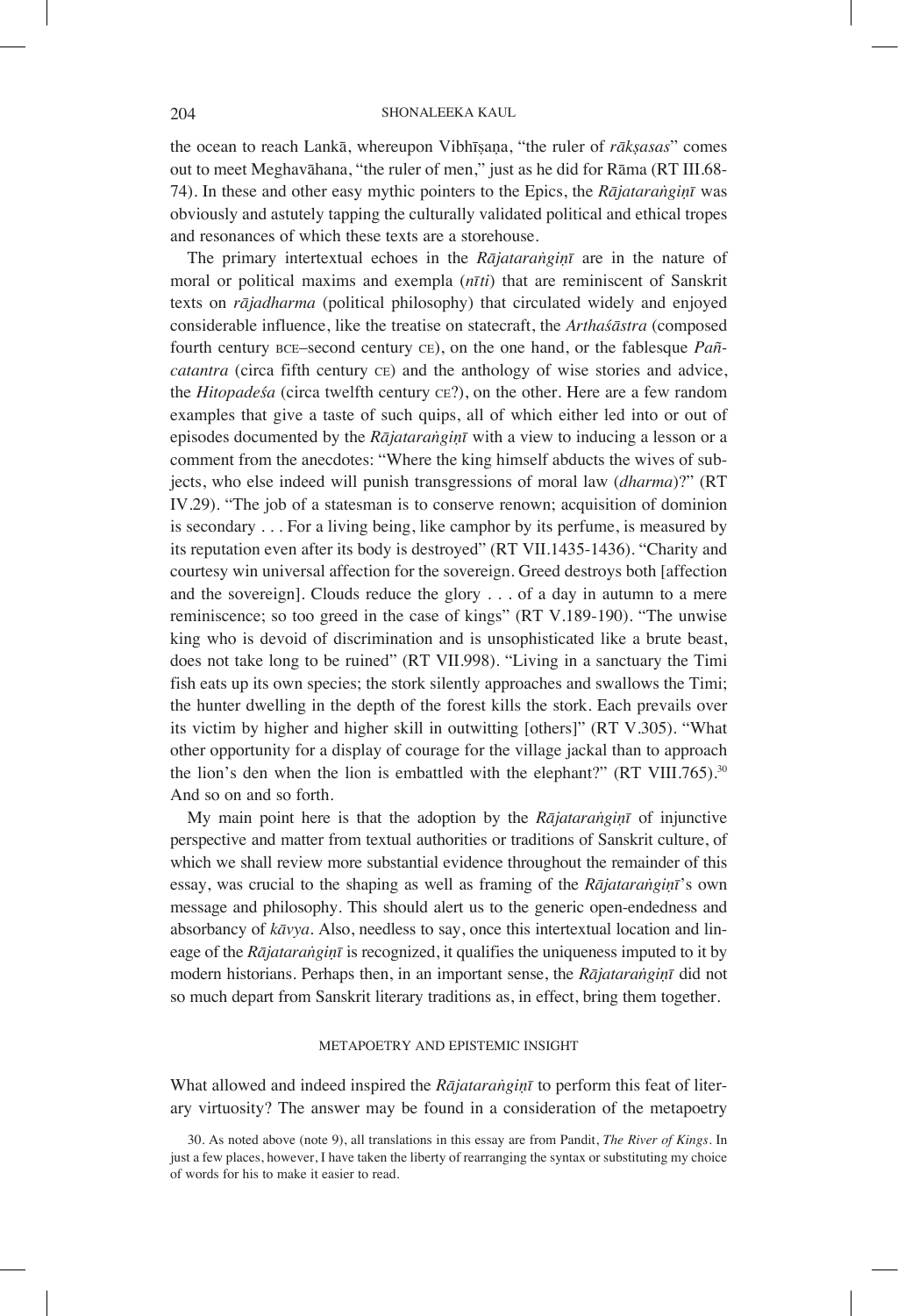the ocean to reach Lankā, whereupon Vibhīṣaṇa, "the ruler of *rākṣasas*" comes out to meet Meghavāhana, "the ruler of men," just as he did for Rāma (RT III.68-74). In these and other easy mythic pointers to the Epics, the *Rājataraṅgiṇī* was obviously and astutely tapping the culturally validated political and ethical tropes and resonances of which these texts are a storehouse.

The primary intertextual echoes in the *Rājataraṅgiṇī* are in the nature of moral or political maxims and exempla (*nīti*) that are reminiscent of Sanskrit texts on *rājadharma* (political philosophy) that circulated widely and enjoyed considerable influence, like the treatise on statecraft, the *Arthaśāstra* (composed fourth century BCE–second century CE), on the one hand, or the fablesque *Pañcatantra* (circa fifth century CE) and the anthology of wise stories and advice, the *Hitopadeśa* (circa twelfth century CE?), on the other. Here are a few random examples that give a taste of such quips, all of which either led into or out of episodes documented by the *Rājataraṅgiṇī* with a view to inducing a lesson or a comment from the anecdotes: "Where the king himself abducts the wives of subjects, who else indeed will punish transgressions of moral law (*dharma*)?" (RT IV.29). "The job of a statesman is to conserve renown; acquisition of dominion is secondary . . . For a living being, like camphor by its perfume, is measured by its reputation even after its body is destroyed" (RT VII.1435-1436). "Charity and courtesy win universal affection for the sovereign. Greed destroys both [affection and the sovereign]. Clouds reduce the glory . . . of a day in autumn to a mere reminiscence; so too greed in the case of kings" (RT V.189-190). "The unwise king who is devoid of discrimination and is unsophisticated like a brute beast, does not take long to be ruined" (RT VII.998). "Living in a sanctuary the Timi fish eats up its own species; the stork silently approaches and swallows the Timi; the hunter dwelling in the depth of the forest kills the stork. Each prevails over its victim by higher and higher skill in outwitting [others]" (RT V.305). "What other opportunity for a display of courage for the village jackal than to approach the lion's den when the lion is embattled with the elephant?" (RT VIII.765).[30] And so on and so forth.

My main point here is that the adoption by the *Rājataraṅgiṇī* of injunctive perspective and matter from textual authorities or traditions of Sanskrit culture, of which we shall review more substantial evidence throughout the remainder of this essay, was crucial to the shaping as well as framing of the *Rājataraṅgiṇī*'s own message and philosophy. This should alert us to the generic open-endedness and absorbancy of *kāvya*. Also, needless to say, once this intertextual location and lineage of the *Rājataraṅgiṇī* is recognized, it qualifies the uniqueness imputed to it by modern historians. Perhaps then, in an important sense, the *Rājataraṅgiṇī* did not so much depart from Sanskrit literary traditions as, in effect, bring them together.

## METAPOETRY AND EPISTEMIC INSIGHT

What allowed and indeed inspired the *Rājataraṅgiṇī* to perform this feat of literary virtuosity? The answer may be found in a consideration of the metapoetry

30. As noted above (note 9), all translations in this essay are from Pandit, *The River of Kings*. In just a few places, however, I have taken the liberty of rearranging the syntax or substituting my choice of words for his to make it easier to read.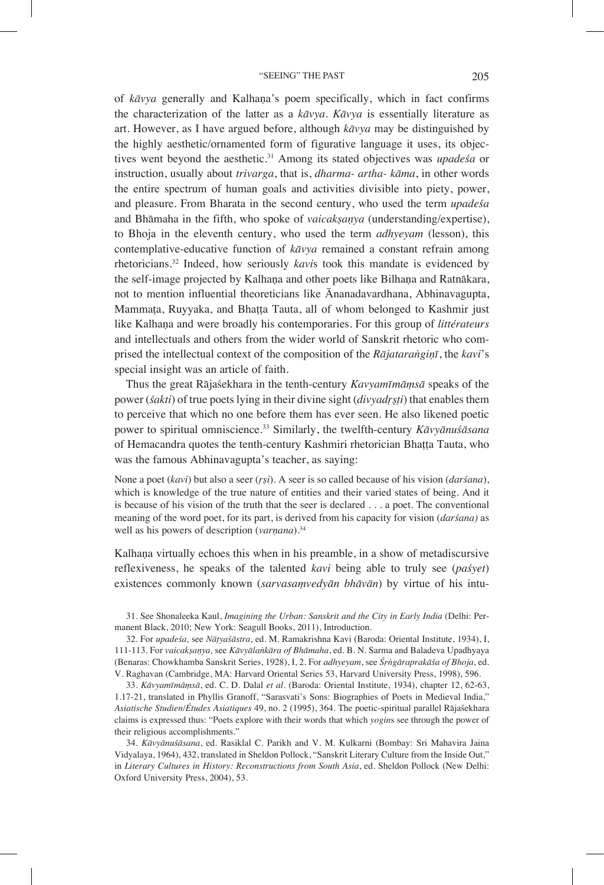of *kāvya* generally and Kalhaṇa's poem specifically, which in fact confirms the characterization of the latter as a *kāvya*. *Kāvya* is essentially literature as art. However, as I have argued before, although *kāvya* may be distinguished by the highly aesthetic/ornamented form of figurative language it uses, its objectives went beyond the aesthetic.[31] Among its stated objectives was *upadeśa* or instruction, usually about *trivarga*, that is, *dharma- artha- kāma*, in other words the entire spectrum of human goals and activities divisible into piety, power, and pleasure. From Bharata in the second century, who used the term *upadeśa* and Bhāmaha in the fifth, who spoke of *vaicakṣaṇya* (understanding/expertise), to Bhoja in the eleventh century, who used the term *adhyeyam* (lesson), this contemplative-educative function of *kāvya* remained a constant refrain among rhetoricians.[32] Indeed, how seriously *kavi*s took this mandate is evidenced by the self-image projected by Kalhaṇa and other poets like Bilhaṇa and Ratnākara, not to mention influential theoreticians like Ānanadavardhana, Abhinavagupta, Mammaṭa, Ruyyaka, and Bhaṭṭa Tauta, all of whom belonged to Kashmir just like Kalhaṇa and were broadly his contemporaries. For this group of *littérateurs* and intellectuals and others from the wider world of Sanskrit rhetoric who comprised the intellectual context of the composition of the *Rājataraṅgiṇī*, the *kavi*'s special insight was an article of faith.

Thus the great Rājaśekhara in the tenth-century *Kavyamīmāṃsā* speaks of the power (*śakti*) of true poets lying in their divine sight (*divyadṛṣṭi*) that enables them to perceive that which no one before them has ever seen. He also likened poetic power to spiritual omniscience.[33] Similarly, the twelfth-century *Kāvyānuśāsana* of Hemacandra quotes the tenth-century Kashmiri rhetorician Bhaṭṭa Tauta, who was the famous Abhinavagupta's teacher, as saying:

> None a poet (*kavi*) but also a seer (*ṛṣi*). A seer is so called because of his vision (*darśana*), which is knowledge of the true nature of entities and their varied states of being. And it is because of his vision of the truth that the seer is declared . . . a poet. The conventional meaning of the word poet, for its part, is derived from his capacity for vision (*darśana)* as well as his powers of description (*varṇana*).[34]

Kalhaṇa virtually echoes this when in his preamble, in a show of metadiscursive reflexiveness, he speaks of the talented *kavi* being able to truly see (*paśyet*) existences commonly known (*sarvasaṃvedyān bhāvān*) by virtue of his intu-

31. See Shonaleeka Kaul, *Imagining the Urban: Sanskrit and the City in Early India* (Delhi: Permanent Black, 2010; New York: Seagull Books, 2011), Introduction.

32. For *upadeśa,* see *Nāṭyaśāstra*, ed. M. Ramakrishna Kavi (Baroda: Oriental Institute, 1934), I, 111-113. For *vaicakṣaṇya,* see *Kāvyālaṅkāra of Bhāmaha*, ed. B. N. Sarma and Baladeva Upadhyaya (Benaras: Chowkhamba Sanskrit Series, 1928), I, 2. For *adhyeyam*, see *Śṛṅgāraprakāśa of Bhoja*, ed. V. Raghavan (Cambridge, MA: Harvard Oriental Series 53, Harvard University Press, 1998), 596.

33. *Kāvyamīmāṃsā*, ed. C. D. Dalal *et al*. (Baroda: Oriental Institute, 1934), chapter 12, 62-63, 1.17-21, translated in Phyllis Granoff, "Sarasvati's Sons: Biographies of Poets in Medieval India," *Asiatische Studien*/*Études Asiatiques* 49, no. 2 (1995), 364. The poetic-spiritual parallel Rājaśekhara claims is expressed thus: "Poets explore with their words that which *yogin*s see through the power of their religious accomplishments."

34. *Kāvyānuśāsana*, ed. Rasiklal C. Parikh and V. M. Kulkarni (Bombay: Sri Mahavira Jaina Vidyalaya, 1964), 432, translated in Sheldon Pollock, "Sanskrit Literary Culture from the Inside Out," in *Literary Cultures in History: Reconstructions from South Asia*, ed. Sheldon Pollock (New Delhi: Oxford University Press, 2004), 53.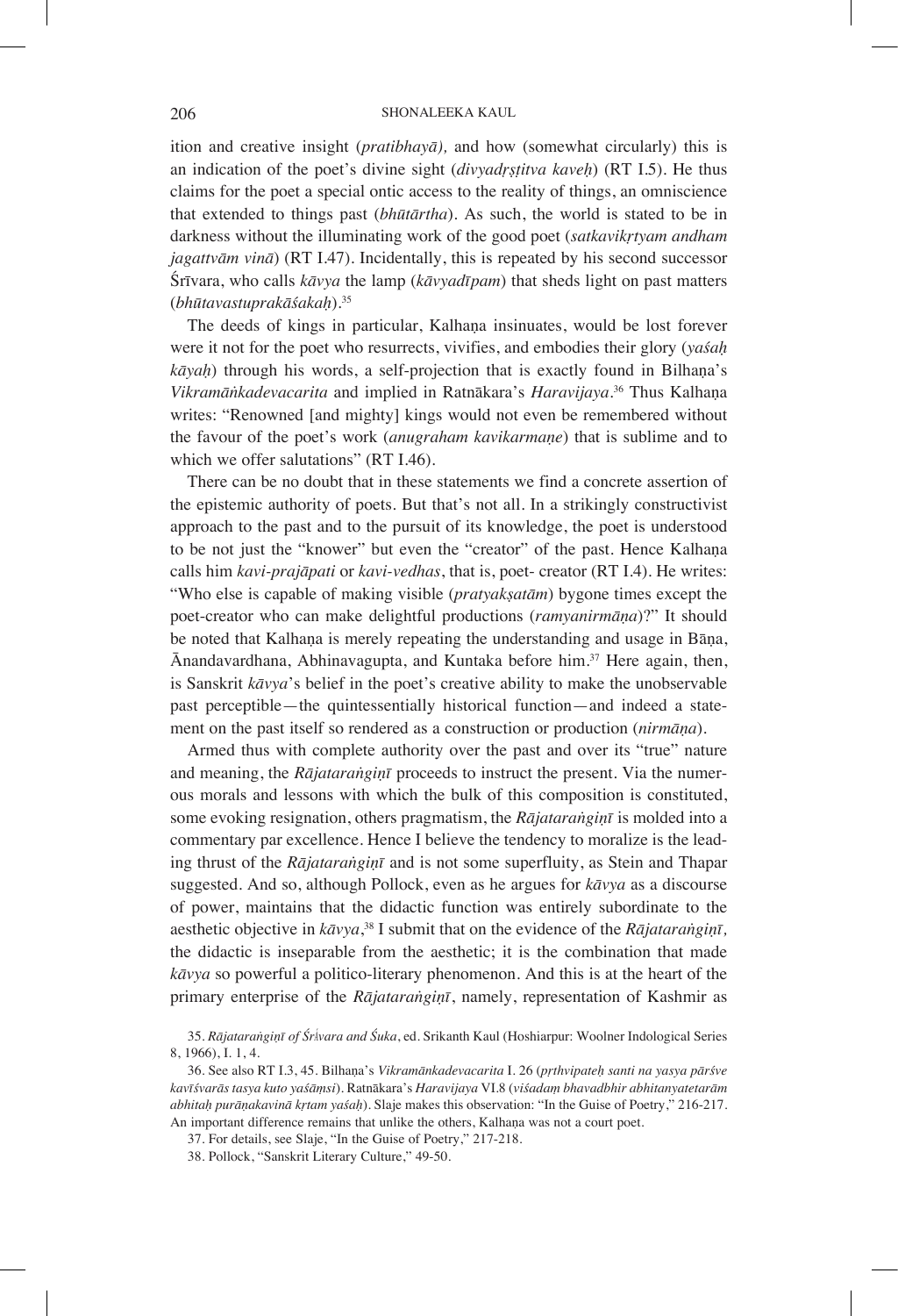ition and creative insight (*pratibhayā),* and how (somewhat circularly) this is an indication of the poet's divine sight (*divyadṛṣṭitva kaveḥ*) (RT I.5). He thus claims for the poet a special ontic access to the reality of things, an omniscience that extended to things past (*bhūtārtha*). As such, the world is stated to be in darkness without the illuminating work of the good poet (*satkavikṛtyam andham jagattvām vinā*) (RT I.47). Incidentally, this is repeated by his second successor Śrīvara, who calls *kāvya* the lamp (*kāvyadīpam*) that sheds light on past matters (*bhūtavastuprakāśakaḥ*).[35]

The deeds of kings in particular, Kalhaṇa insinuates, would be lost forever were it not for the poet who resurrects, vivifies, and embodies their glory (*yaśaḥ kāyaḥ*) through his words, a self-projection that is exactly found in Bilhaṇa's *Vikramāṅkadevacarita* and implied in Ratnākara's *Haravijaya*.[36] Thus Kalhaṇa writes: "Renowned [and mighty] kings would not even be remembered without the favour of the poet's work (*anugraham kavikarmaṇe*) that is sublime and to which we offer salutations" (RT I.46).

There can be no doubt that in these statements we find a concrete assertion of the epistemic authority of poets. But that's not all. In a strikingly constructivist approach to the past and to the pursuit of its knowledge, the poet is understood to be not just the "knower" but even the "creator" of the past. Hence Kalhaṇa calls him *kavi-prajāpati* or *kavi-vedhas*, that is, poet- creator (RT I.4). He writes: "Who else is capable of making visible (*pratyakṣatām*) bygone times except the poet-creator who can make delightful productions (*ramyanirmāṇa*)?" It should be noted that Kalhaṇa is merely repeating the understanding and usage in Bāṇa, Ānandavardhana, Abhinavagupta, and Kuntaka before him.[37] Here again, then, is Sanskrit *kāvya*'s belief in the poet's creative ability to make the unobservable past perceptible—the quintessentially historical function—and indeed a statement on the past itself so rendered as a construction or production (*nirmāṇa*).

Armed thus with complete authority over the past and over its "true" nature and meaning, the *Rājataraṅgiṇī* proceeds to instruct the present. Via the numerous morals and lessons with which the bulk of this composition is constituted, some evoking resignation, others pragmatism, the *Rājataraṅgiṇī* is molded into a commentary par excellence. Hence I believe the tendency to moralize is the leading thrust of the *Rājataraṅgiṇī* and is not some superfluity, as Stein and Thapar suggested. And so, although Pollock, even as he argues for *kāvya* as a discourse of power, maintains that the didactic function was entirely subordinate to the aesthetic objective in *kāvya*,[38] I submit that on the evidence of the *Rājataraṅgiṇī,* the didactic is inseparable from the aesthetic; it is the combination that made *kāvya* so powerful a politico-literary phenomenon. And this is at the heart of the primary enterprise of the *Rājataraṅgiṇī*, namely, representation of Kashmir as

35. *Rājataraṅgiṇī of Śrīvara and Śuka*, ed. Srikanth Kaul (Hoshiarpur: Woolner Indological Series 8, 1966), I. 1, 4.

36. See also RT I.3, 45. Bilhaṇa's *Vikramānkadevacarita* I. 26 (*pṛthvipateḥ santi na yasya pārśve kavīśvarās tasya kuto yaśāṃsi*). Ratnākara's *Haravijaya* VI.8 (*viśadaṃ bhavadbhir abhitanyatetarām abhitaḥ purāṇakavinā kṛtam yaśaḥ*). Slaje makes this observation: "In the Guise of Poetry," 216-217. An important difference remains that unlike the others, Kalhaṇa was not a court poet.

37. For details, see Slaje, "In the Guise of Poetry," 217-218.

38. Pollock, "Sanskrit Literary Culture," 49-50.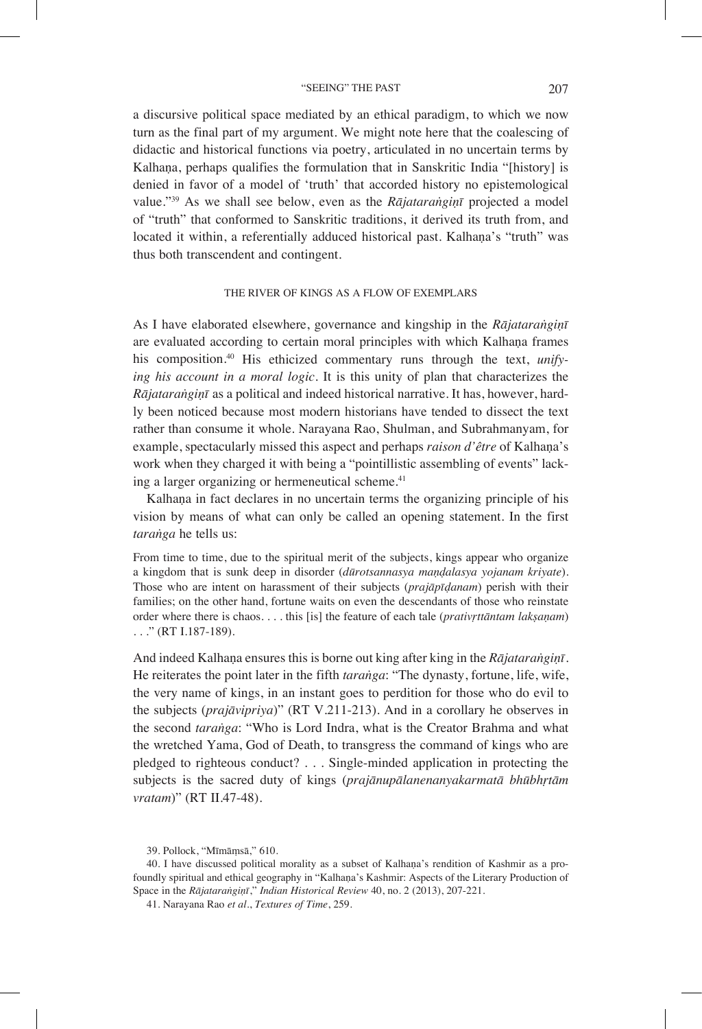a discursive political space mediated by an ethical paradigm, to which we now turn as the final part of my argument. We might note here that the coalescing of didactic and historical functions via poetry, articulated in no uncertain terms by Kalhaṇa, perhaps qualifies the formulation that in Sanskritic India "[history] is denied in favor of a model of 'truth' that accorded history no epistemological value."[39] As we shall see below, even as the *Rājataraṅgiṇī* projected a model of "truth" that conformed to Sanskritic traditions, it derived its truth from, and located it within, a referentially adduced historical past. Kalhaṇa's "truth" was thus both transcendent and contingent.

## THE RIVER OF KINGS AS A FLOW OF EXEMPLARS

As I have elaborated elsewhere, governance and kingship in the *Rājataraṅgiṇī* are evaluated according to certain moral principles with which Kalhaṇa frames his composition.[40] His ethicized commentary runs through the text, *unifying his account in a moral logic*. It is this unity of plan that characterizes the *Rājataraṅgiṇī* as a political and indeed historical narrative. It has, however, hardly been noticed because most modern historians have tended to dissect the text rather than consume it whole. Narayana Rao, Shulman, and Subrahmanyam, for example, spectacularly missed this aspect and perhaps *raison d'être* of Kalhaṇa's work when they charged it with being a "pointillistic assembling of events" lacking a larger organizing or hermeneutical scheme.[41]

Kalhaṇa in fact declares in no uncertain terms the organizing principle of his vision by means of what can only be called an opening statement. In the first *taraṅga* he tells us:

> From time to time, due to the spiritual merit of the subjects, kings appear who organize a kingdom that is sunk deep in disorder (*dūrotsannasya maṇḍalasya yojanam kriyate*). Those who are intent on harassment of their subjects (*prajāpīḍanam*) perish with their families; on the other hand, fortune waits on even the descendants of those who reinstate order where there is chaos. . . . this [is] the feature of each tale (*prativṛttāntam lakṣaṇam*) . . ." (RT I.187-189).

And indeed Kalhaṇa ensures this is borne out king after king in the *Rājataraṅgiṇī*. He reiterates the point later in the fifth *taraṅga*: "The dynasty, fortune, life, wife, the very name of kings, in an instant goes to perdition for those who do evil to the subjects (*prajāvipriya*)" (RT V.211-213). And in a corollary he observes in the second *taraṅga*: "Who is Lord Indra, what is the Creator Brahma and what the wretched Yama, God of Death, to transgress the command of kings who are pledged to righteous conduct? . . . Single-minded application in protecting the subjects is the sacred duty of kings (*prajānupālanenanyakarmatā bhūbhṛtām vratam*)" (RT II.47-48).

39. Pollock, "Mīmāṃsā," 610.

40. I have discussed political morality as a subset of Kalhaṇa's rendition of Kashmir as a profoundly spiritual and ethical geography in "Kalhaṇa's Kashmir: Aspects of the Literary Production of Space in the *Rājataraṅgiṇī*," *Indian Historical Review* 40, no. 2 (2013), 207-221.

41. Narayana Rao *et al*., *Textures of Time*, 259.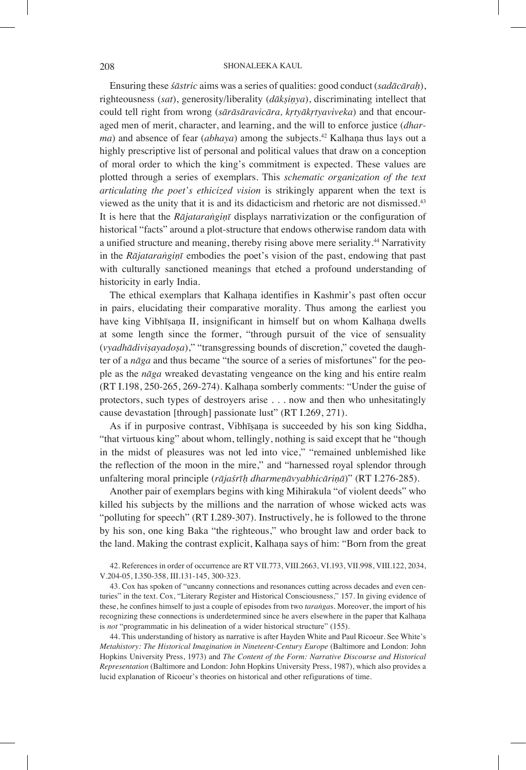Ensuring these *śāstric* aims was a series of qualities: good conduct (*sadācāraḥ*), righteousness (*sat*), generosity/liberality (*dākṣiṇya*), discriminating intellect that could tell right from wrong (*sārāsāravicāra, kṛtyākṛtyaviveka*) and that encouraged men of merit, character, and learning, and the will to enforce justice (*dharma*) and absence of fear (*abhaya*) among the subjects.[42] Kalhaṇa thus lays out a highly prescriptive list of personal and political values that draw on a conception of moral order to which the king's commitment is expected. These values are plotted through a series of exemplars. This *schematic organization of the text articulating the poet's ethicized vision* is strikingly apparent when the text is viewed as the unity that it is and its didacticism and rhetoric are not dismissed.[43] It is here that the *Rājataraṅgiṇī* displays narrativization or the configuration of historical "facts" around a plot-structure that endows otherwise random data with a unified structure and meaning, thereby rising above mere seriality.[44] Narrativity in the *Rājataraṅgiṇī* embodies the poet's vision of the past, endowing that past with culturally sanctioned meanings that etched a profound understanding of historicity in early India.

The ethical exemplars that Kalhaṇa identifies in Kashmir's past often occur in pairs, elucidating their comparative morality. Thus among the earliest you have king Vibhīṣaṇa II, insignificant in himself but on whom Kalhaṇa dwells at some length since the former, "through pursuit of the vice of sensuality (*vyadhādiviṣayadoṣa*)," "transgressing bounds of discretion," coveted the daughter of a *nāga* and thus became "the source of a series of misfortunes" for the people as the *nāga* wreaked devastating vengeance on the king and his entire realm (RT I.198, 250-265, 269-274). Kalhaṇa somberly comments: "Under the guise of protectors, such types of destroyers arise . . . now and then who unhesitatingly cause devastation [through] passionate lust" (RT I.269, 271).

As if in purposive contrast, Vibhīṣaṇa is succeeded by his son king Siddha, "that virtuous king" about whom, tellingly, nothing is said except that he "though in the midst of pleasures was not led into vice," "remained unblemished like the reflection of the moon in the mire," and "harnessed royal splendor through unfaltering moral principle (*rājaśrīḥ dharmeṇāvyabhicāriṇā*)" (RT I.276-285).

Another pair of exemplars begins with king Mihirakula "of violent deeds" who killed his subjects by the millions and the narration of whose wicked acts was "polluting for speech" (RT I.289-307). Instructively, he is followed to the throne by his son, one king Baka "the righteous," who brought law and order back to the land. Making the contrast explicit, Kalhaṇa says of him: "Born from the great

42. References in order of occurrence are RT VII.773, VIII.2663, VI.193, VII.998, VIII.122, 2034, V.204-05, I.350-358, III.131-145, 300-323.

43. Cox has spoken of "uncanny connections and resonances cutting across decades and even centuries" in the text. Cox, "Literary Register and Historical Consciousness," 157. In giving evidence of these, he confines himself to just a couple of episodes from two *taraṅga*s. Moreover, the import of his recognizing these connections is underdetermined since he avers elsewhere in the paper that Kalhaṇa is *not* "programmatic in his delineation of a wider historical structure" (155).

44. This understanding of history as narrative is after Hayden White and Paul Ricoeur. See White's *Metahistory: The Historical Imagination in Nineteent-Century Europe* (Baltimore and London: John Hopkins University Press, 1973) and *The Content of the Form: Narrative Discourse and Historical Representation* (Baltimore and London: John Hopkins University Press, 1987), which also provides a lucid explanation of Ricoeur's theories on historical and other refigurations of time.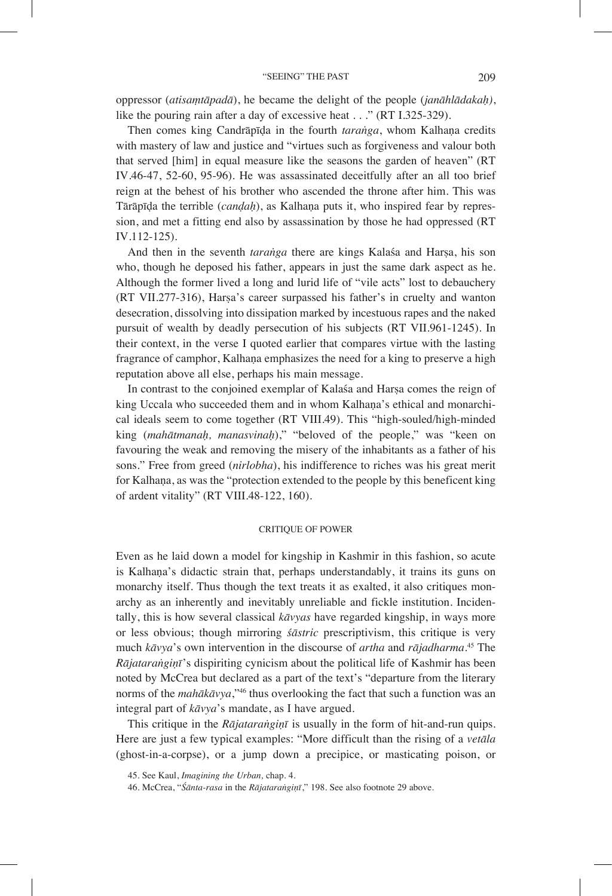oppressor (*atisaṃtāpadā*), he became the delight of the people (*janāhlādakaḥ)*, like the pouring rain after a day of excessive heat . . ." (RT I.325-329).

Then comes king Candrāpīḍa in the fourth *taraṅga*, whom Kalhaṇa credits with mastery of law and justice and "virtues such as forgiveness and valour both that served [him] in equal measure like the seasons the garden of heaven" (RT IV.46-47, 52-60, 95-96). He was assassinated deceitfully after an all too brief reign at the behest of his brother who ascended the throne after him. This was Tārāpīḍa the terrible (*canḍaḥ*), as Kalhaṇa puts it, who inspired fear by repression, and met a fitting end also by assassination by those he had oppressed (RT IV.112-125).

And then in the seventh *taraṅga* there are kings Kalaśa and Harṣa, his son who, though he deposed his father, appears in just the same dark aspect as he. Although the former lived a long and lurid life of "vile acts" lost to debauchery (RT VII.277-316), Harṣa's career surpassed his father's in cruelty and wanton desecration, dissolving into dissipation marked by incestuous rapes and the naked pursuit of wealth by deadly persecution of his subjects (RT VII.961-1245). In their context, in the verse I quoted earlier that compares virtue with the lasting fragrance of camphor, Kalhaṇa emphasizes the need for a king to preserve a high reputation above all else, perhaps his main message.

In contrast to the conjoined exemplar of Kalaśa and Harṣa comes the reign of king Uccala who succeeded them and in whom Kalhaṇa's ethical and monarchical ideals seem to come together (RT VIII.49). This "high-souled/high-minded king (*mahātmanaḥ, manasvinaḥ*)," "beloved of the people," was "keen on favouring the weak and removing the misery of the inhabitants as a father of his sons." Free from greed (*nirlobha*), his indifference to riches was his great merit for Kalhaṇa, as was the "protection extended to the people by this beneficent king of ardent vitality" (RT VIII.48-122, 160).

## CRITIQUE OF POWER

Even as he laid down a model for kingship in Kashmir in this fashion, so acute is Kalhaṇa's didactic strain that, perhaps understandably, it trains its guns on monarchy itself. Thus though the text treats it as exalted, it also critiques monarchy as an inherently and inevitably unreliable and fickle institution. Incidentally, this is how several classical *kāvyas* have regarded kingship, in ways more or less obvious; though mirroring *śāstric* prescriptivism, this critique is very much *kāvya*'s own intervention in the discourse of *artha* and *rājadharma*.[45] The *Rājataraṅgiṇī*'s dispiriting cynicism about the political life of Kashmir has been noted by McCrea but declared as a part of the text's "departure from the literary norms of the *mahākāvya*,"[46] thus overlooking the fact that such a function was an integral part of *kāvya*'s mandate, as I have argued.

This critique in the *Rājataraṅgiṇī* is usually in the form of hit-and-run quips. Here are just a few typical examples: "More difficult than the rising of a *vetāla* (ghost-in-a-corpse), or a jump down a precipice, or masticating poison, or

45. See Kaul, *Imagining the Urban*, chap. 4.

46. McCrea, "*Śānta-rasa* in the *Rājataraṅgiṇī*," 198. See also footnote 29 above.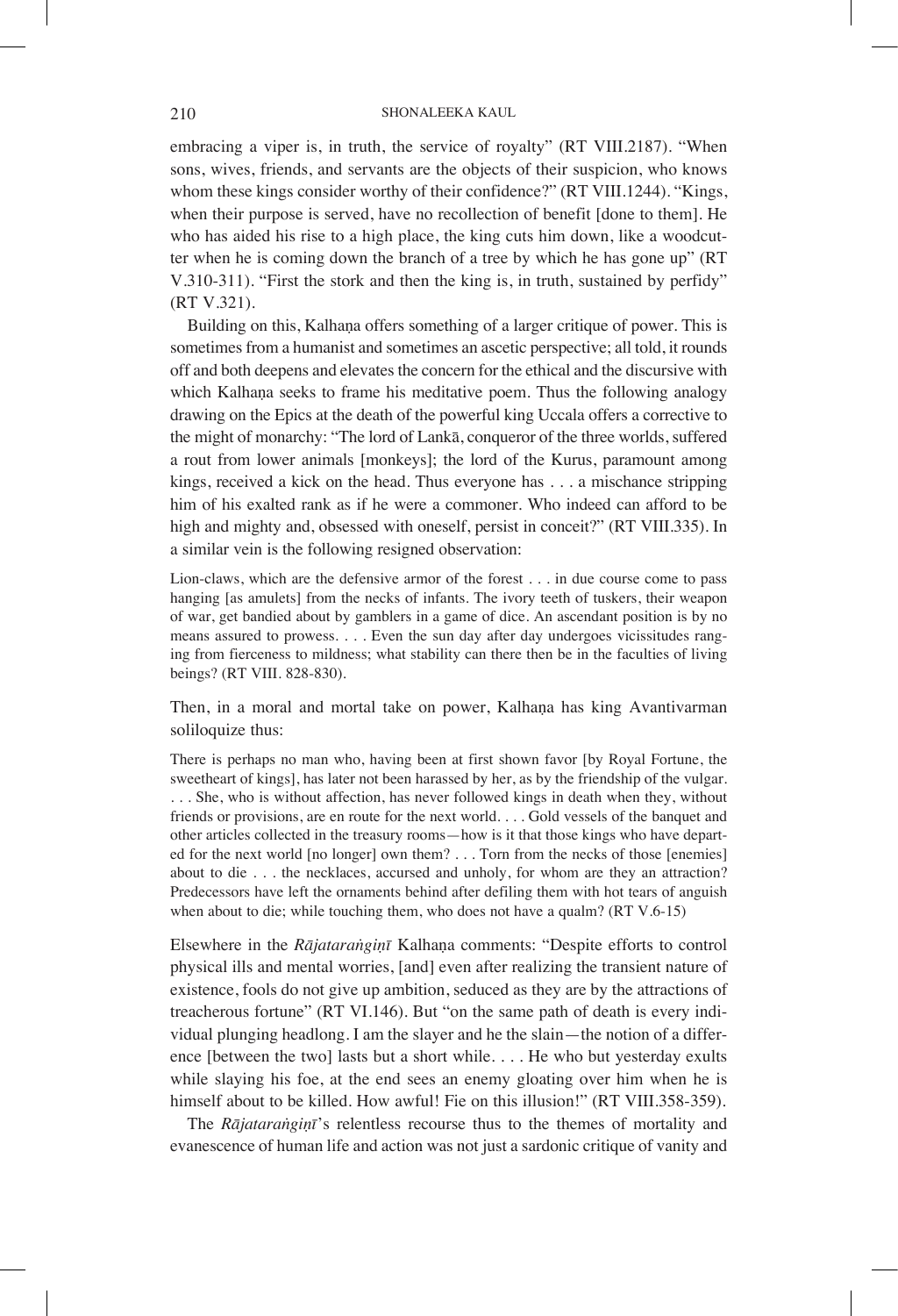embracing a viper is, in truth, the service of royalty" (RT VIII.2187). "When sons, wives, friends, and servants are the objects of their suspicion, who knows whom these kings consider worthy of their confidence?" (RT VIII.1244). "Kings, when their purpose is served, have no recollection of benefit [done to them]. He who has aided his rise to a high place, the king cuts him down, like a woodcutter when he is coming down the branch of a tree by which he has gone up" (RT V.310-311). "First the stork and then the king is, in truth, sustained by perfidy" (RT V.321).

Building on this, Kalhaṇa offers something of a larger critique of power. This is sometimes from a humanist and sometimes an ascetic perspective; all told, it rounds off and both deepens and elevates the concern for the ethical and the discursive with which Kalhaṇa seeks to frame his meditative poem. Thus the following analogy drawing on the Epics at the death of the powerful king Uccala offers a corrective to the might of monarchy: "The lord of Lankā, conqueror of the three worlds, suffered a rout from lower animals [monkeys]; the lord of the Kurus, paramount among kings, received a kick on the head. Thus everyone has . . . a mischance stripping him of his exalted rank as if he were a commoner. Who indeed can afford to be high and mighty and, obsessed with oneself, persist in conceit?" (RT VIII.335). In a similar vein is the following resigned observation:

> Lion-claws, which are the defensive armor of the forest . . . in due course come to pass hanging [as amulets] from the necks of infants. The ivory teeth of tuskers, their weapon of war, get bandied about by gamblers in a game of dice. An ascendant position is by no means assured to prowess. . . . Even the sun day after day undergoes vicissitudes ranging from fierceness to mildness; what stability can there then be in the faculties of living beings? (RT VIII. 828-830).

Then, in a moral and mortal take on power, Kalhaṇa has king Avantivarman soliloquize thus:

> There is perhaps no man who, having been at first shown favor [by Royal Fortune, the sweetheart of kings], has later not been harassed by her, as by the friendship of the vulgar. . . . She, who is without affection, has never followed kings in death when they, without friends or provisions, are en route for the next world. . . . Gold vessels of the banquet and other articles collected in the treasury rooms—how is it that those kings who have departed for the next world [no longer] own them? . . . Torn from the necks of those [enemies] about to die . . . the necklaces, accursed and unholy, for whom are they an attraction? Predecessors have left the ornaments behind after defiling them with hot tears of anguish when about to die; while touching them, who does not have a qualm? (RT V.6-15)

Elsewhere in the *Rājataraṅgiṇī* Kalhaṇa comments: "Despite efforts to control physical ills and mental worries, [and] even after realizing the transient nature of existence, fools do not give up ambition, seduced as they are by the attractions of treacherous fortune" (RT VI.146). But "on the same path of death is every individual plunging headlong. I am the slayer and he the slain—the notion of a difference [between the two] lasts but a short while. . . . He who but yesterday exults while slaying his foe, at the end sees an enemy gloating over him when he is himself about to be killed. How awful! Fie on this illusion!" (RT VIII.358-359).

The *Rājataraṅgiṇī*'s relentless recourse thus to the themes of mortality and evanescence of human life and action was not just a sardonic critique of vanity and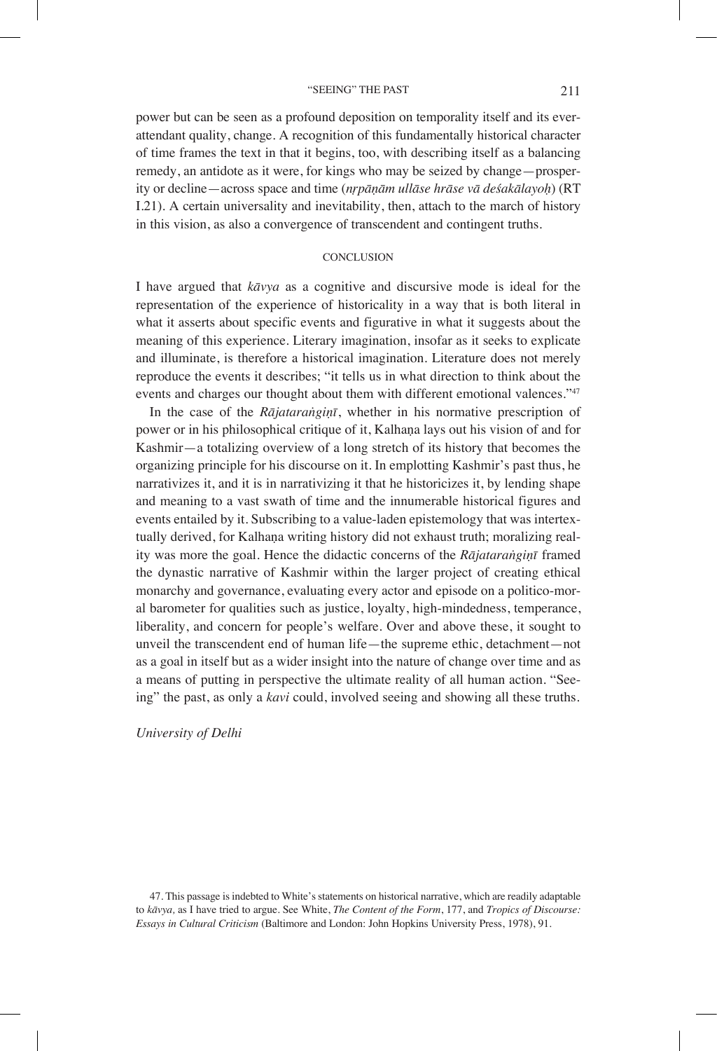power but can be seen as a profound deposition on temporality itself and its ever-attendant quality, change. A recognition of this fundamentally historical character of time frames the text in that it begins, too, with describing itself as a balancing remedy, an antidote as it were, for kings who may be seized by change—prosperity or decline—across space and time (*nṛpāṇām ullāse hrāse vā deśakālayoḥ*) (RT I.21). A certain universality and inevitability, then, attach to the march of history in this vision, as also a convergence of transcendent and contingent truths.

## CONCLUSION

I have argued that *kāvya* as a cognitive and discursive mode is ideal for the representation of the experience of historicality in a way that is both literal in what it asserts about specific events and figurative in what it suggests about the meaning of this experience. Literary imagination, insofar as it seeks to explicate and illuminate, is therefore a historical imagination. Literature does not merely reproduce the events it describes; "it tells us in what direction to think about the events and charges our thought about them with different emotional valences."[47]

In the case of the *Rājataraṅgiṇī*, whether in his normative prescription of power or in his philosophical critique of it, Kalhaṇa lays out his vision of and for Kashmir—a totalizing overview of a long stretch of its history that becomes the organizing principle for his discourse on it. In emplotting Kashmir's past thus, he narrativizes it, and it is in narrativizing it that he historicizes it, by lending shape and meaning to a vast swath of time and the innumerable historical figures and events entailed by it. Subscribing to a value-laden epistemology that was intertextually derived, for Kalhaṇa writing history did not exhaust truth; moralizing reality was more the goal. Hence the didactic concerns of the *Rājataraṅgiṇī* framed the dynastic narrative of Kashmir within the larger project of creating ethical monarchy and governance, evaluating every actor and episode on a politico-moral barometer for qualities such as justice, loyalty, high-mindedness, temperance, liberality, and concern for people's welfare. Over and above these, it sought to unveil the transcendent end of human life—the supreme ethic, detachment—not as a goal in itself but as a wider insight into the nature of change over time and as a means of putting in perspective the ultimate reality of all human action. "Seeing" the past, as only a *kavi* could, involved seeing and showing all these truths.

*University of Delhi*

47. This passage is indebted to White's statements on historical narrative, which are readily adaptable to *kāvya,* as I have tried to argue. See White, *The Content of the Form*, 177, and *Tropics of Discourse: Essays in Cultural Criticism* (Baltimore and London: John Hopkins University Press, 1978), 91.